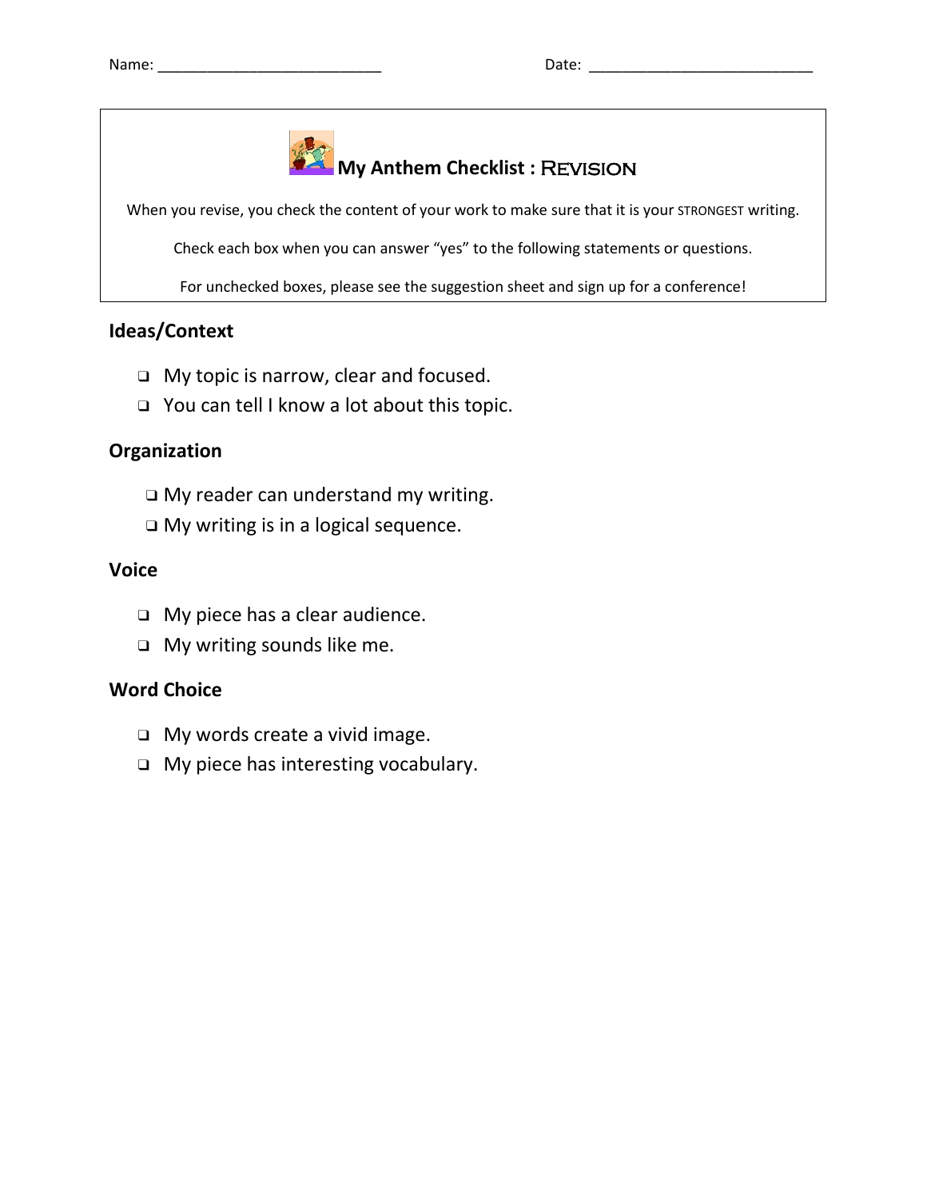Name: ___________________________ Date: ___________________________

# My Anthem Checklist : Revision

When you revise, you check the content of your work to make sure that it is your STRONGEST writing.

Check each box when you can answer "yes" to the following statements or questions.

For unchecked boxes, please see the suggestion sheet and sign up for a conference!

## Ideas/Context

- ❑ My topic is narrow, clear and focused.
- ❑ You can tell I know a lot about this topic.

## Organization

- ❑ My reader can understand my writing.
- ❑ My writing is in a logical sequence.

## Voice

- ❑ My piece has a clear audience.
- ❑ My writing sounds like me.

## Word Choice

- ❑ My words create a vivid image.
- ❑ My piece has interesting vocabulary.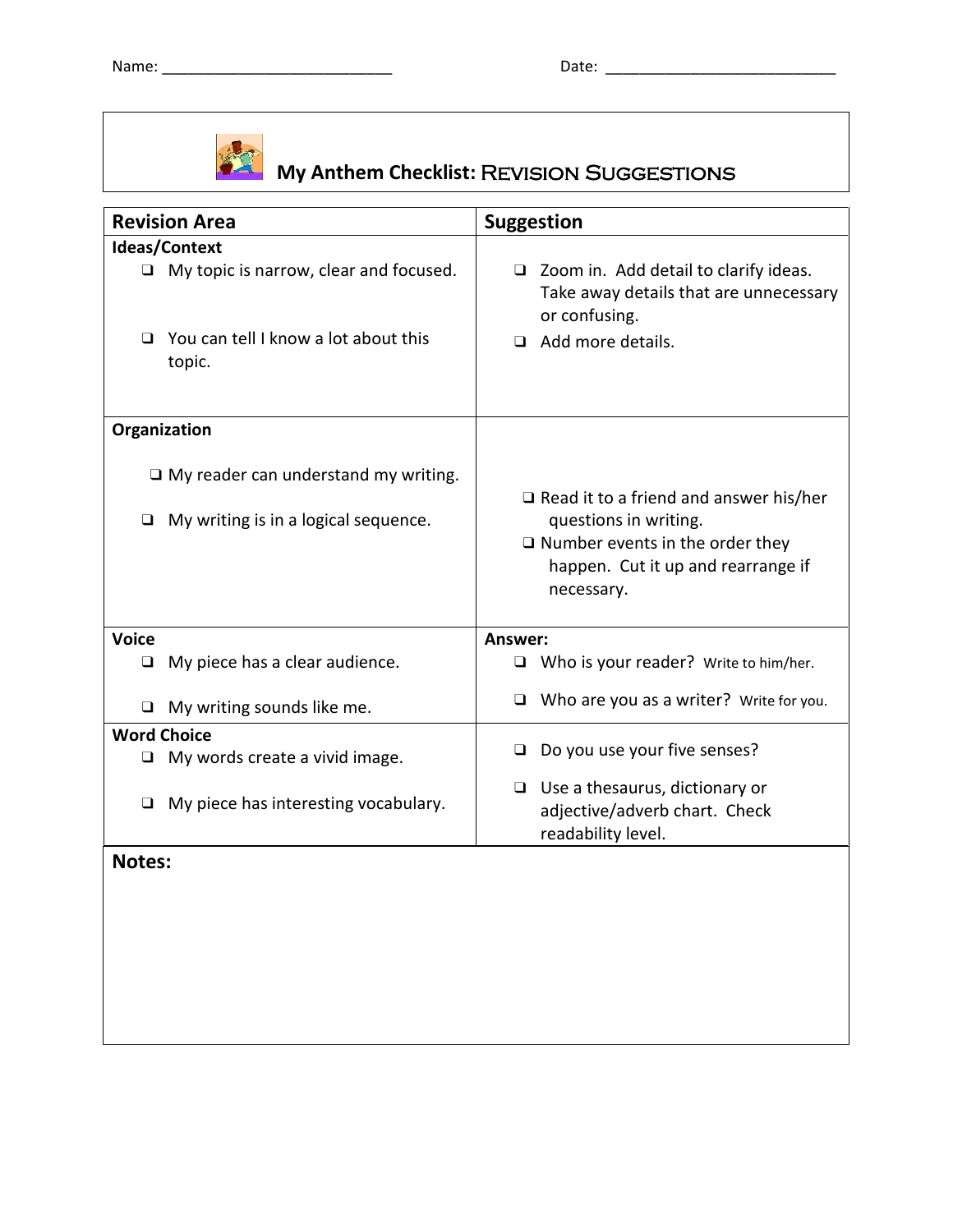Name: ___________________________ Date: ___________________________

## My Anthem Checklist: Revision Suggestions

| Revision Area | Suggestion |
|---|---|
| **Ideas/Context**<br>❑ My topic is narrow, clear and focused.<br>❑ You can tell I know a lot about this topic. | ❑ Zoom in. Add detail to clarify ideas. Take away details that are unnecessary or confusing.<br>❑ Add more details. |
| **Organization**<br>❑ My reader can understand my writing.<br>❑ My writing is in a logical sequence. | ❑ Read it to a friend and answer his/her questions in writing.<br>❑ Number events in the order they happen. Cut it up and rearrange if necessary. |
| **Voice**<br>❑ My piece has a clear audience.<br>❑ My writing sounds like me. | **Answer:**<br>❑ Who is your reader? Write to him/her.<br>❑ Who are you as a writer? Write for you. |
| **Word Choice**<br>❑ My words create a vivid image.<br>❑ My piece has interesting vocabulary. | ❑ Do you use your five senses?<br>❑ Use a thesaurus, dictionary or adjective/adverb chart. Check readability level. |

**Notes:**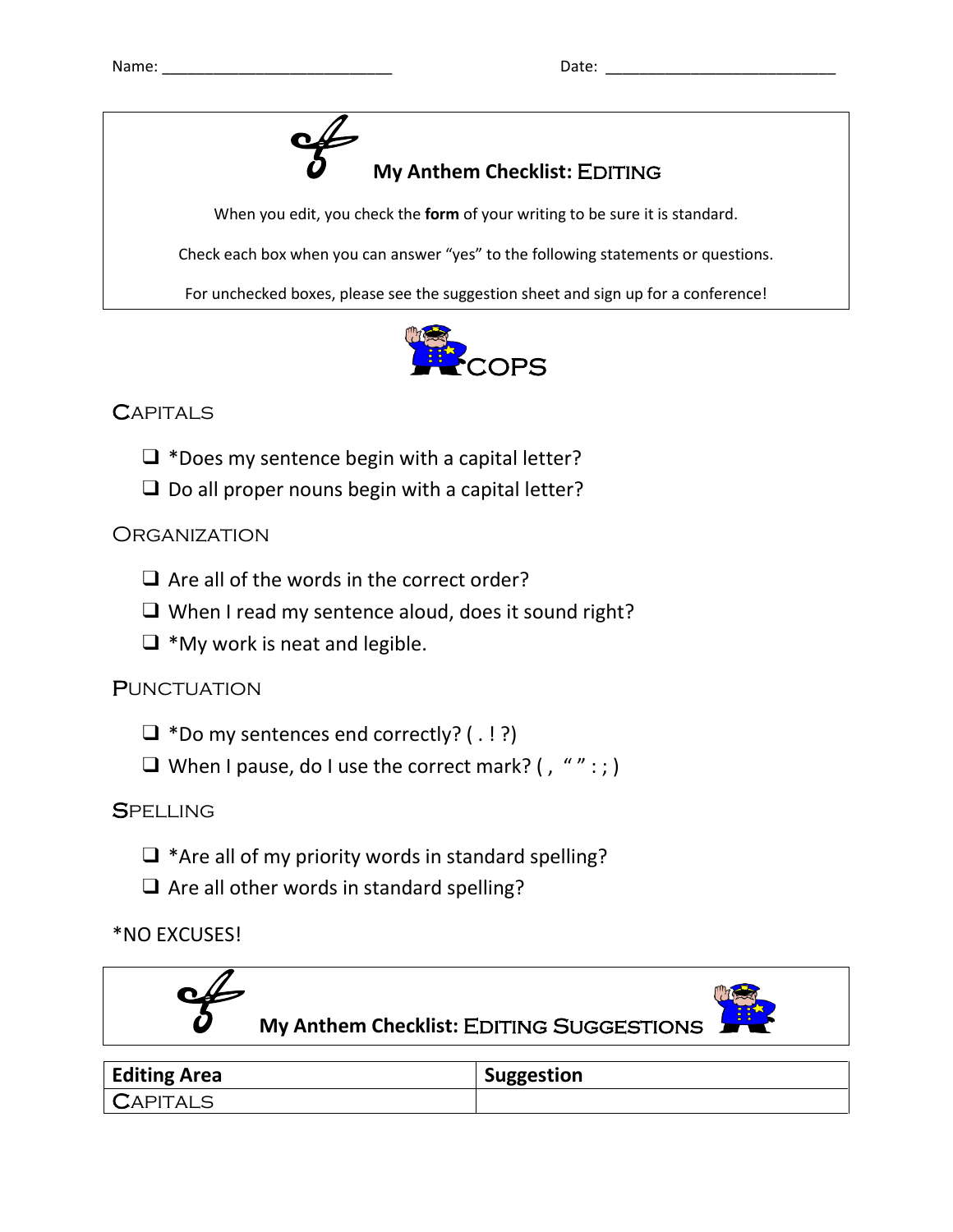Name: ___________________________ Date: ___________________________

## My Anthem Checklist: Editing

When you edit, you check the **form** of your writing to be sure it is standard.

Check each box when you can answer "yes" to the following statements or questions.

For unchecked boxes, please see the suggestion sheet and sign up for a conference!

### COPS

#### Capitals

- ❑ *Does my sentence begin with a capital letter?
- ❑ Do all proper nouns begin with a capital letter?

#### Organization

- ❑ Are all of the words in the correct order?
- ❑ When I read my sentence aloud, does it sound right?
- ❑ *My work is neat and legible.

#### Punctuation

- ❑ *Do my sentences end correctly? ( . ! ?)
- ❑ When I pause, do I use the correct mark? ( , " " : ; )

#### Spelling

- ❑ *Are all of my priority words in standard spelling?
- ❑ Are all other words in standard spelling?

*NO EXCUSES!

## My Anthem Checklist: Editing Suggestions

| Editing Area | Suggestion |
|---|---|
| Capitals | |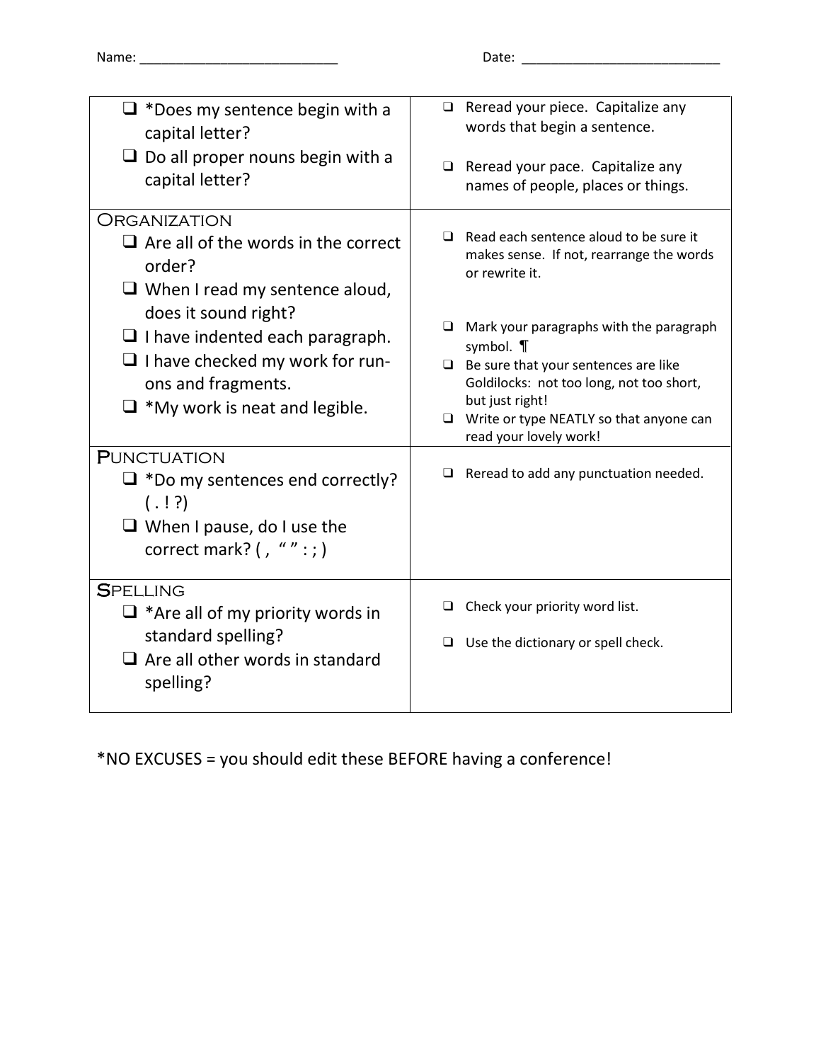Name: ___________________________ Date: ___________________________

| | |
|---|---|
| ❑ *Does my sentence begin with a capital letter?<br>❑ Do all proper nouns begin with a capital letter? | ❑ Reread your piece. Capitalize any words that begin a sentence.<br><br>❑ Reread your pace. Capitalize any names of people, places or things. |
| ORGANIZATION<br>❑ Are all of the words in the correct order?<br>❑ When I read my sentence aloud, does it sound right?<br>❑ I have indented each paragraph.<br>❑ I have checked my work for run-ons and fragments.<br>❑ *My work is neat and legible. | ❑ Read each sentence aloud to be sure it makes sense. If not, rearrange the words or rewrite it.<br><br>❑ Mark your paragraphs with the paragraph symbol. ¶<br>❑ Be sure that your sentences are like Goldilocks: not too long, not too short, but just right!<br>❑ Write or type NEATLY so that anyone can read your lovely work! |
| PUNCTUATION<br>❑ *Do my sentences end correctly? ( . ! ?)<br>❑ When I pause, do I use the correct mark? ( , " " : ; ) | ❑ Reread to add any punctuation needed. |
| SPELLING<br>❑ *Are all of my priority words in standard spelling?<br>❑ Are all other words in standard spelling? | ❑ Check your priority word list.<br><br>❑ Use the dictionary or spell check. |

*NO EXCUSES = you should edit these BEFORE having a conference!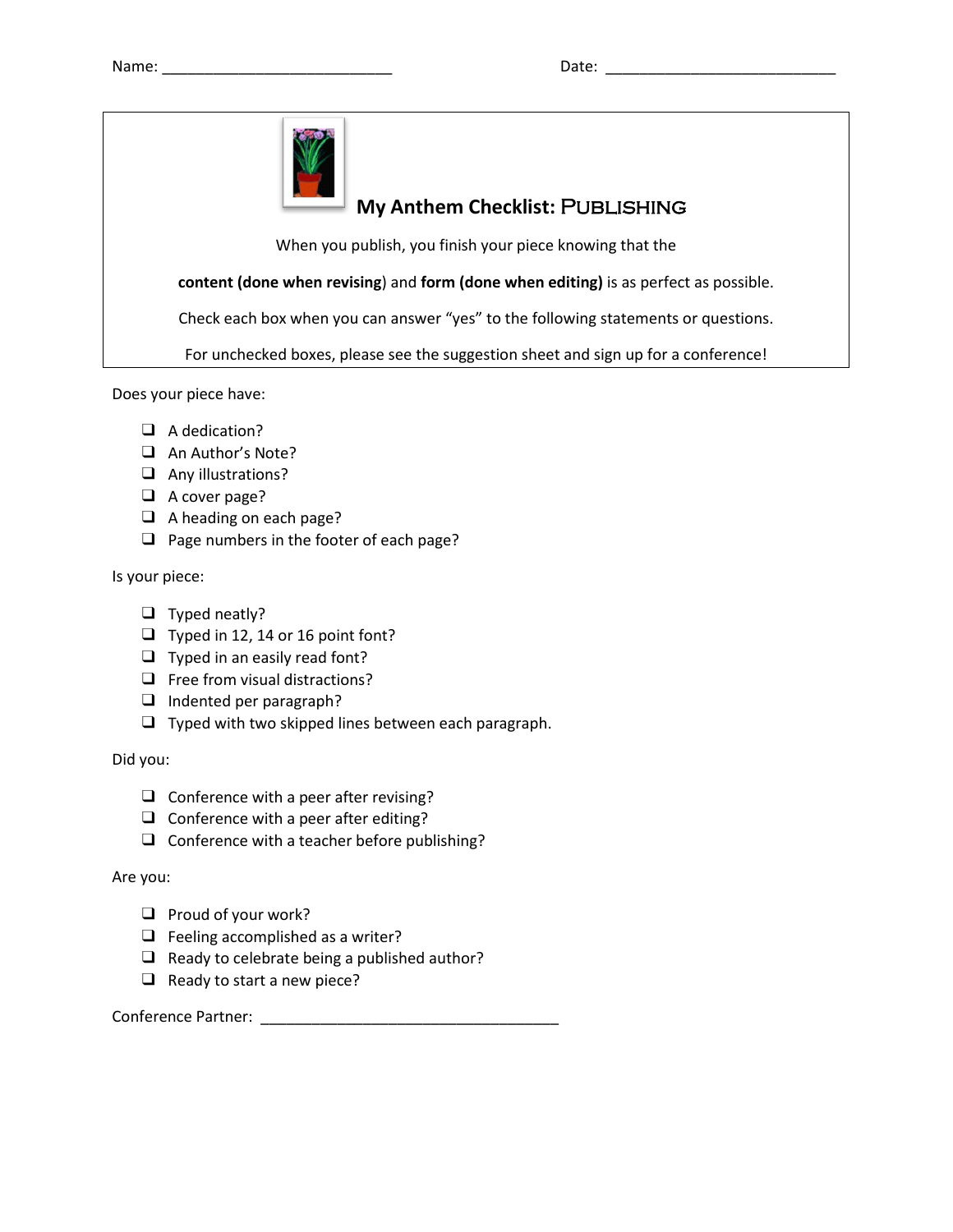Name: ___________________________ Date: ___________________________

## My Anthem Checklist: PUBLISHING

When you publish, you finish your piece knowing that the

**content (done when revising**) and **form (done when editing)** is as perfect as possible.

Check each box when you can answer "yes" to the following statements or questions.

For unchecked boxes, please see the suggestion sheet and sign up for a conference!

Does your piece have:

- ❑ A dedication?
- ❑ An Author's Note?
- ❑ Any illustrations?
- ❑ A cover page?
- ❑ A heading on each page?
- ❑ Page numbers in the footer of each page?

Is your piece:

- ❑ Typed neatly?
- ❑ Typed in 12, 14 or 16 point font?
- ❑ Typed in an easily read font?
- ❑ Free from visual distractions?
- ❑ Indented per paragraph?
- ❑ Typed with two skipped lines between each paragraph.

Did you:

- ❑ Conference with a peer after revising?
- ❑ Conference with a peer after editing?
- ❑ Conference with a teacher before publishing?

Are you:

- ❑ Proud of your work?
- ❑ Feeling accomplished as a writer?
- ❑ Ready to celebrate being a published author?
- ❑ Ready to start a new piece?

Conference Partner: ___________________________________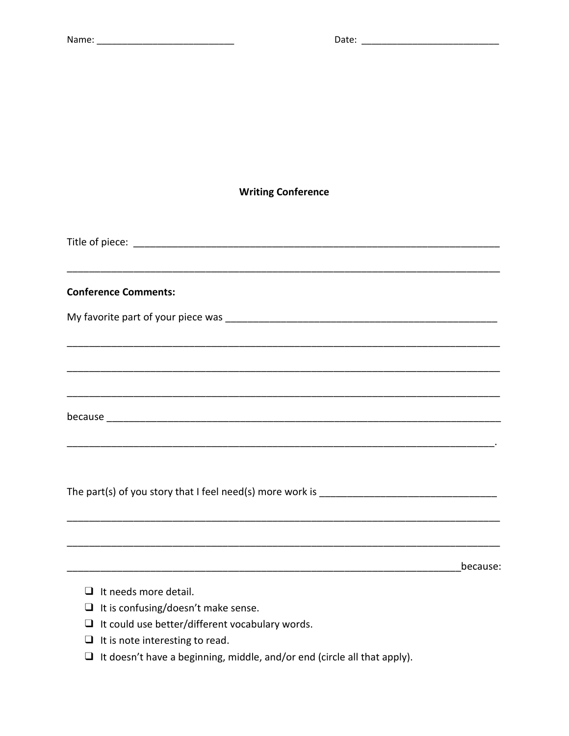Name: ___________________________ Date: ___________________________

**Writing Conference**

Title of piece: ____________________________________________________________________

____________________________________________________________________________________

**Conference Comments:**

My favorite part of your piece was __________________________________________________

____________________________________________________________________________________

____________________________________________________________________________________

____________________________________________________________________________________

because ___________________________________________________________________________

___________________________________________________________________________________.

The part(s) of you story that I feel need(s) more work is _______________________________

____________________________________________________________________________________

____________________________________________________________________________________

___________________________________________________________________________because:

- ❑ It needs more detail.
- ❑ It is confusing/doesn't make sense.
- ❑ It could use better/different vocabulary words.
- ❑ It is note interesting to read.
- ❑ It doesn't have a beginning, middle, and/or end (circle all that apply).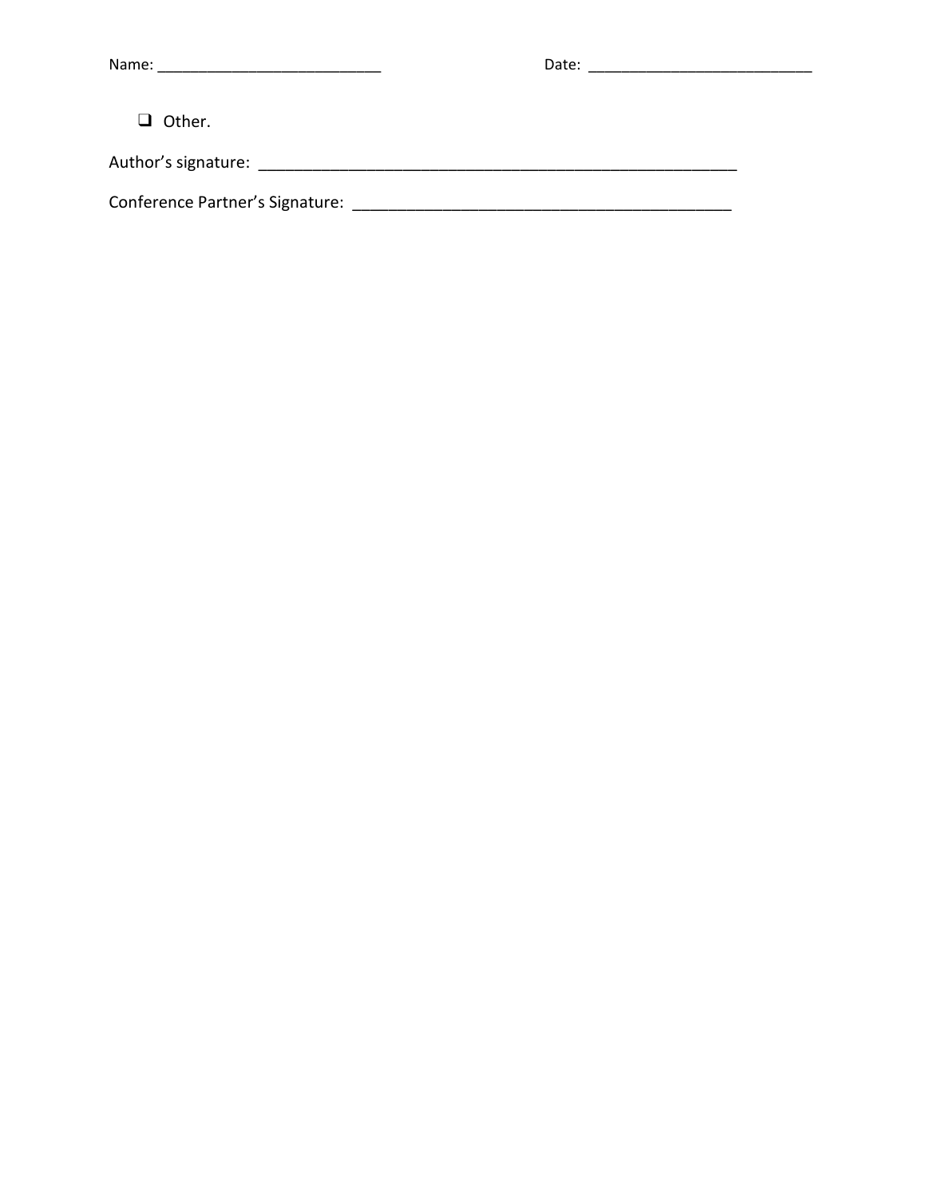Name: ___________________________ Date: ___________________________

- ❑ Other.

Author's signature: ________________________________________________________

Conference Partner's Signature: _____________________________________________